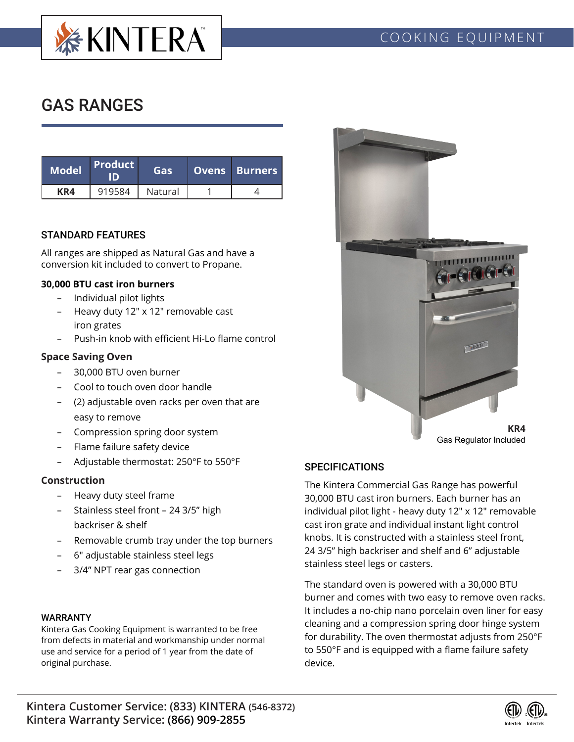KINTERA

COOKING EQUIPMENT

# GAS RANGES

| Model | Product ID | Gas | Ovens | Burners |
|---|---|---|---|---|
| **KR4** | 919584 | Natural | 1 | 4 |

## STANDARD FEATURES

All ranges are shipped as Natural Gas and have a conversion kit included to convert to Propane.

**30,000 BTU cast iron burners**

- Individual pilot lights
- Heavy duty 12" x 12" removable cast iron grates
- Push-in knob with efficient Hi-Lo flame control

**Space Saving Oven**

- 30,000 BTU oven burner
- Cool to touch oven door handle
- (2) adjustable oven racks per oven that are easy to remove
- Compression spring door system
- Flame failure safety device
- Adjustable thermostat: 250°F to 550°F

**Construction**

- Heavy duty steel frame
- Stainless steel front – 24 3/5" high backriser & shelf
- Removable crumb tray under the top burners
- 6" adjustable stainless steel legs
- 3/4" NPT rear gas connection

## WARRANTY

Kintera Gas Cooking Equipment is warranted to be free from defects in material and workmanship under normal use and service for a period of 1 year from the date of original purchase.

**KR4**
Gas Regulator Included

## SPECIFICATIONS

The Kintera Commercial Gas Range has powerful 30,000 BTU cast iron burners. Each burner has an individual pilot light - heavy duty 12" x 12" removable cast iron grate and individual instant light control knobs. It is constructed with a stainless steel front, 24 3/5" high backriser and shelf and 6" adjustable stainless steel legs or casters.

The standard oven is powered with a 30,000 BTU burner and comes with two easy to remove oven racks. It includes a no-chip nano porcelain oven liner for easy cleaning and a compression spring door hinge system for durability. The oven thermostat adjusts from 250°F to 550°F and is equipped with a flame failure safety device.

**Kintera Customer Service: (833) KINTERA (546-8372)**
**Kintera Warranty Service: (866) 909-2855**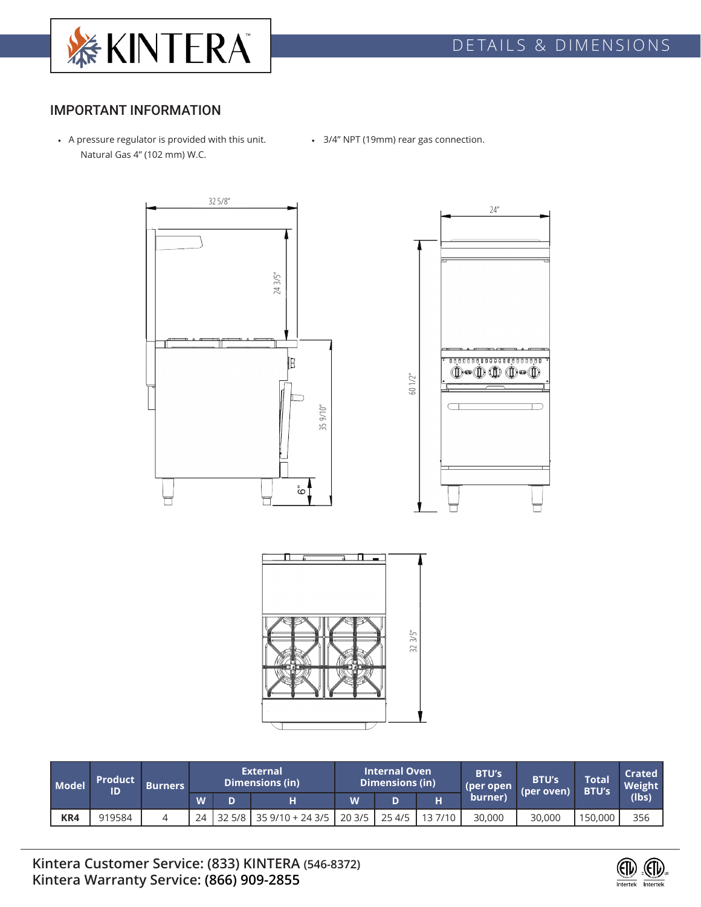## DETAILS & DIMENSIONS

## IMPORTANT INFORMATION

- A pressure regulator is provided with this unit. Natural Gas 4" (102 mm) W.C.
- 3/4" NPT (19mm) rear gas connection.

32 5/8"

24 3/5"

35 9/10"

6"

24"

60 1/2"

32 3/5"

| Model | Product ID | Burners | External Dimensions (in) | | | Internal Oven Dimensions (in) | | | BTU's (per open burner) | BTU's (per oven) | Total BTU's | Crated Weight (lbs) |
|---|---|---|---|---|---|---|---|---|---|---|---|---|
| | | | W | D | H | W | D | H | | | | |
| KR4 | 919584 | 4 | 24 | 32 5/8 | 35 9/10 + 24 3/5 | 20 3/5 | 25 4/5 | 13 7/10 | 30,000 | 30,000 | 150,000 | 356 |

**Kintera Customer Service: (833) KINTERA (546-8372)**
**Kintera Warranty Service: (866) 909-2855**